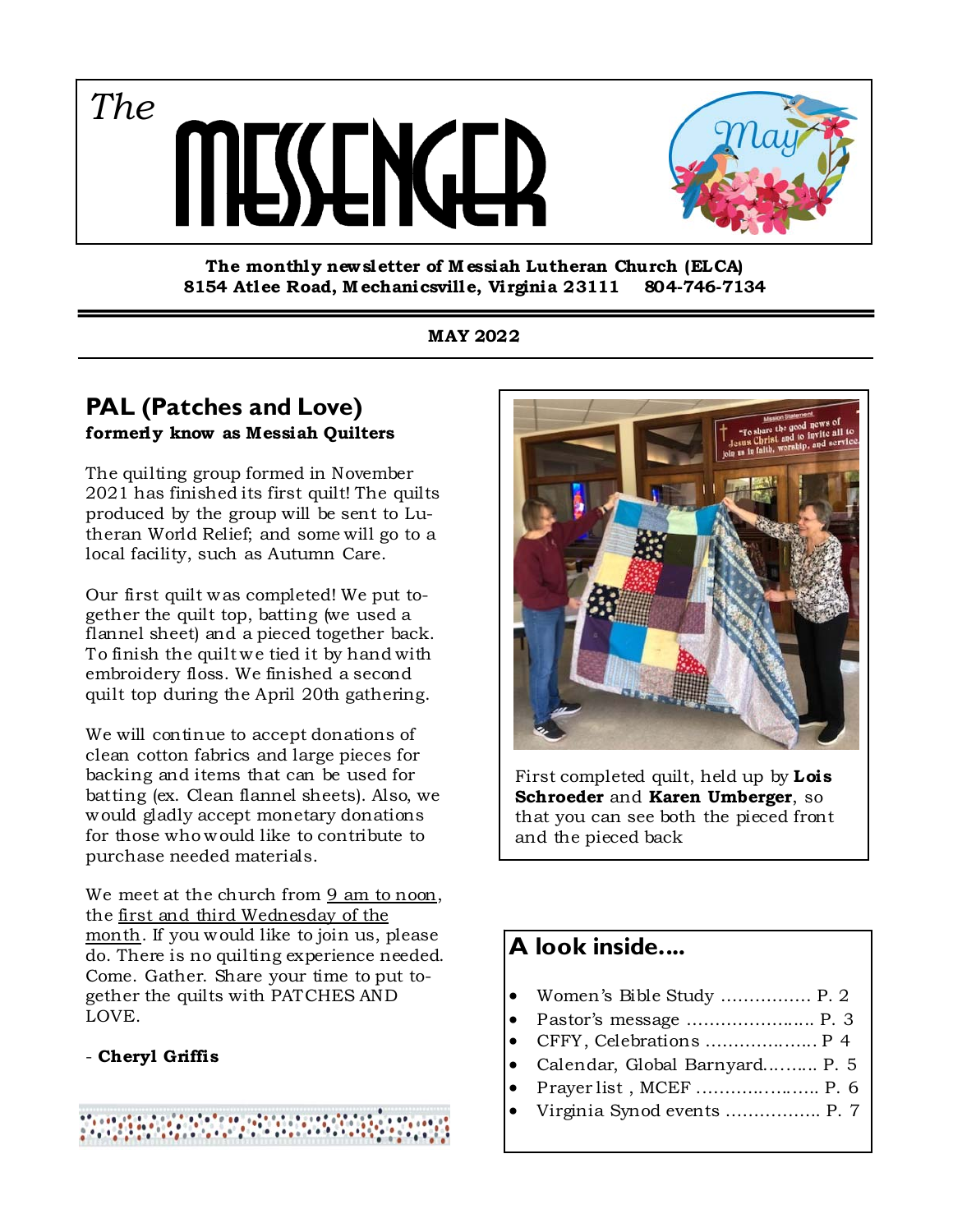# *The* MESSENGER

**The monthly newsletter of Messiah Lutheran Church (ELCA)**
**8154 Atlee Road, Mechanicsville, Virginia 23111 804-746-7134**

**MAY 2022**

## PAL (Patches and Love)

**formerly know as Messiah Quilters**

The quilting group formed in November 2021 has finished its first quilt! The quilts produced by the group will be sent to Lutheran World Relief; and some will go to a local facility, such as Autumn Care.

Our first quilt was completed! We put together the quilt top, batting (we used a flannel sheet) and a pieced together back. To finish the quilt we tied it by hand with embroidery floss. We finished a second quilt top during the April 20th gathering.

We will continue to accept donations of clean cotton fabrics and large pieces for backing and items that can be used for batting (ex. Clean flannel sheets). Also, we would gladly accept monetary donations for those who would like to contribute to purchase needed materials.

We meet at the church from 9 am to noon, the first and third Wednesday of the month. If you would like to join us, please do. There is no quilting experience needed. Come. Gather. Share your time to put together the quilts with PATCHES AND LOVE.

\- **Cheryl Griffis**

First completed quilt, held up by **Lois Schroeder** and **Karen Umberger**, so that you can see both the pieced front and the pieced back

## A look inside....

- Women's Bible Study ................ P. 2
- Pastor's message ....................... P. 3
- CFFY, Celebrations .................... P 4
- Calendar, Global Barnyard.......... P. 5
- Prayer list , MCEF ...................... P. 6
- Virginia Synod events ................. P. 7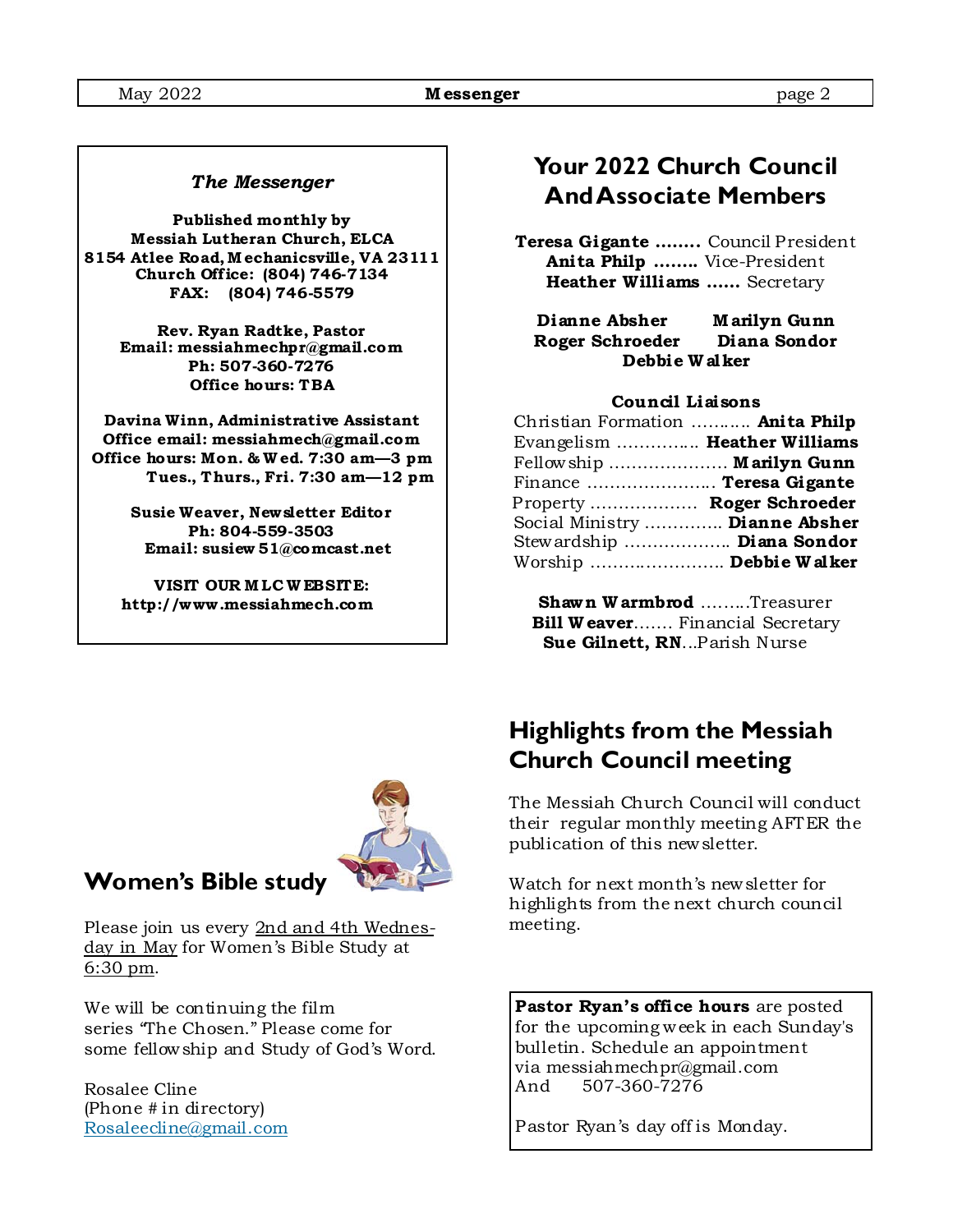### *The Messenger*

**Published monthly by**
**Messiah Lutheran Church, ELCA**
**8154 Atlee Road, Mechanicsville, VA 23111**
**Church Office: (804) 746-7134**
**FAX: (804) 746-5579**

**Rev. Ryan Radtke, Pastor**
**Email: messiahmechpr@gmail.com**
**Ph: 507-360-7276**
**Office hours: TBA**

**Davina Winn, Administrative Assistant**
**Office email: messiahmech@gmail.com**
**Office hours: Mon. & Wed. 7:30 am—3 pm**
**Tues., Thurs., Fri. 7:30 am—12 pm**

**Susie Weaver, Newsletter Editor**
**Ph: 804-559-3503**
**Email: susiew51@comcast.net**

**VISIT OUR MLC WEBSITE:**
**http://www.messiahmech.com**

## Women's Bible study

Please join us every 2nd and 4th Wednesday in May for Women's Bible Study at 6:30 pm.

We will be continuing the film series "The Chosen." Please come for some fellowship and Study of God's Word.

Rosalee Cline
(Phone # in directory)
Rosaleecline@gmail.com

## Your 2022 Church Council And Associate Members

**Teresa Gigante** ........ Council President
**Anita Philp** ........ Vice-President
**Heather Williams** ...... Secretary

**Dianne Absher** **Marilyn Gunn**
**Roger Schroeder** **Diana Sondor**
**Debbie Walker**

**Council Liaisons**

Christian Formation ........... **Anita Philp**
Evangelism ............... **Heather Williams**
Fellowship ..................... **Marilyn Gunn**
Finance ...................... **Teresa Gigante**
Property .................. **Roger Schroeder**
Social Ministry ............. **Dianne Absher**
Stewardship .................. **Diana Sondor**
Worship ......................... **Debbie Walker**

**Shawn Warmbrod** .........Treasurer
**Bill Weaver**....... Financial Secretary
**Sue Gilnett, RN**...Parish Nurse

## Highlights from the Messiah Church Council meeting

The Messiah Church Council will conduct their regular monthly meeting AFTER the publication of this newsletter.

Watch for next month's newsletter for highlights from the next church council meeting.

**Pastor Ryan's office hours** are posted for the upcoming week in each Sunday's bulletin. Schedule an appointment via messiahmechpr@gmail.com And 507-360-7276

Pastor Ryan's day off is Monday.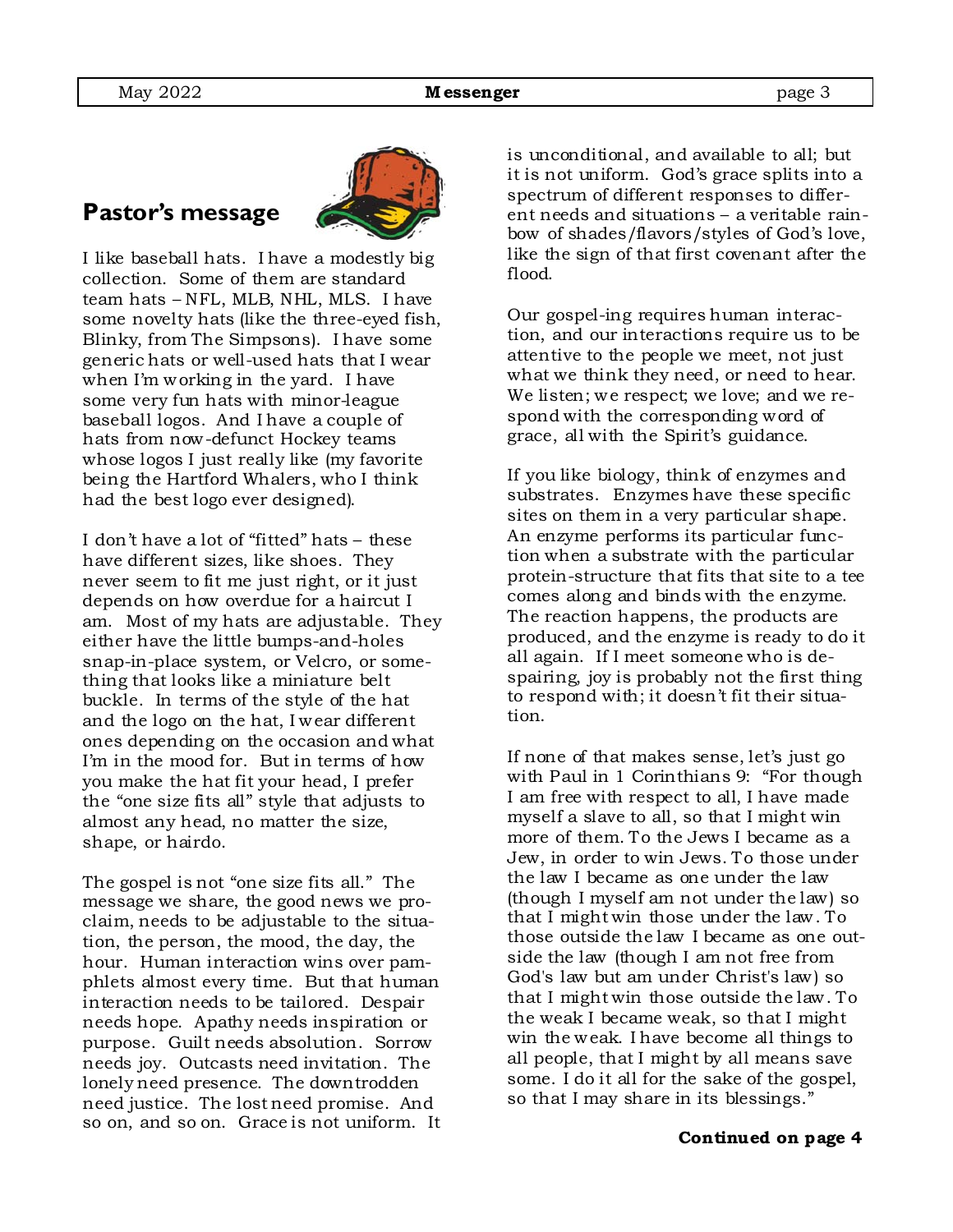## Pastor's message

I like baseball hats. I have a modestly big collection. Some of them are standard team hats – NFL, MLB, NHL, MLS. I have some novelty hats (like the three-eyed fish, Blinky, from The Simpsons). I have some generic hats or well-used hats that I wear when I'm working in the yard. I have some very fun hats with minor-league baseball logos. And I have a couple of hats from now-defunct Hockey teams whose logos I just really like (my favorite being the Hartford Whalers, who I think had the best logo ever designed).

I don't have a lot of "fitted" hats – these have different sizes, like shoes. They never seem to fit me just right, or it just depends on how overdue for a haircut I am. Most of my hats are adjustable. They either have the little bumps-and-holes snap-in-place system, or Velcro, or something that looks like a miniature belt buckle. In terms of the style of the hat and the logo on the hat, I wear different ones depending on the occasion and what I'm in the mood for. But in terms of how you make the hat fit your head, I prefer the "one size fits all" style that adjusts to almost any head, no matter the size, shape, or hairdo.

The gospel is not "one size fits all." The message we share, the good news we proclaim, needs to be adjustable to the situation, the person, the mood, the day, the hour. Human interaction wins over pamphlets almost every time. But that human interaction needs to be tailored. Despair needs hope. Apathy needs inspiration or purpose. Guilt needs absolution. Sorrow needs joy. Outcasts need invitation. The lonely need presence. The downtrodden need justice. The lost need promise. And so on, and so on. Grace is not uniform. It is unconditional, and available to all; but it is not uniform. God's grace splits into a spectrum of different responses to different needs and situations – a veritable rainbow of shades/flavors/styles of God's love, like the sign of that first covenant after the flood.

Our gospel-ing requires human interaction, and our interactions require us to be attentive to the people we meet, not just what we think they need, or need to hear. We listen; we respect; we love; and we respond with the corresponding word of grace, all with the Spirit's guidance.

If you like biology, think of enzymes and substrates. Enzymes have these specific sites on them in a very particular shape. An enzyme performs its particular function when a substrate with the particular protein-structure that fits that site to a tee comes along and binds with the enzyme. The reaction happens, the products are produced, and the enzyme is ready to do it all again. If I meet someone who is despairing, joy is probably not the first thing to respond with; it doesn't fit their situation.

If none of that makes sense, let's just go with Paul in 1 Corinthians 9: "For though I am free with respect to all, I have made myself a slave to all, so that I might win more of them. To the Jews I became as a Jew, in order to win Jews. To those under the law I became as one under the law (though I myself am not under the law) so that I might win those under the law. To those outside the law I became as one outside the law (though I am not free from God's law but am under Christ's law) so that I might win those outside the law. To the weak I became weak, so that I might win the weak. I have become all things to all people, that I might by all means save some. I do it all for the sake of the gospel, so that I may share in its blessings."

**Continued on page 4**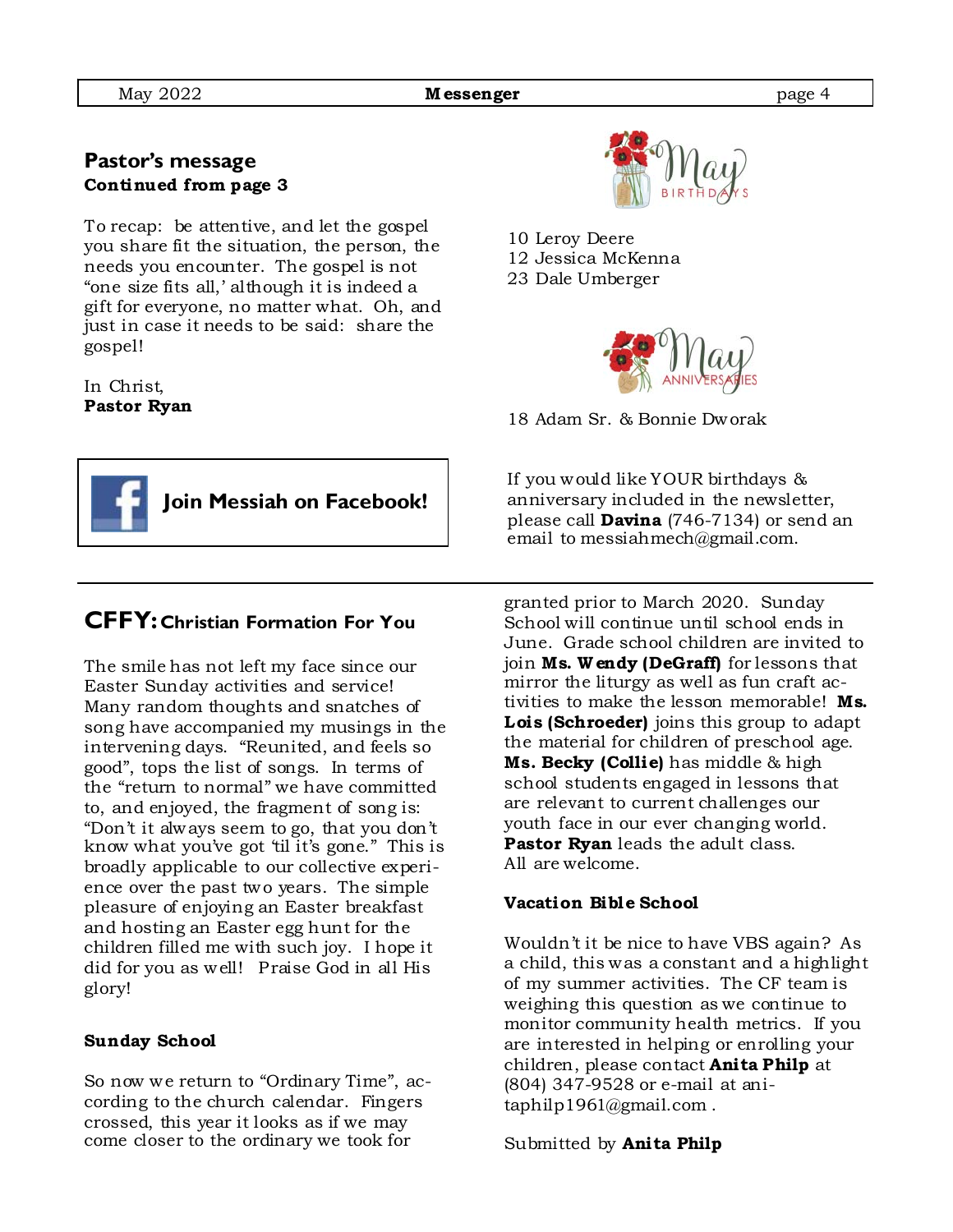## Pastor's message
**Continued from page 3**

To recap: be attentive, and let the gospel you share fit the situation, the person, the needs you encounter. The gospel is not "one size fits all,' although it is indeed a gift for everyone, no matter what. Oh, and just in case it needs to be said: share the gospel!

In Christ,
**Pastor Ryan**

**Join Messiah on Facebook!**

### May Birthdays

10 Leroy Deere
12 Jessica McKenna
23 Dale Umberger

### May Anniversaries

18 Adam Sr. & Bonnie Dworak

If you would like YOUR birthdays & anniversary included in the newsletter, please call **Davina** (746-7134) or send an email to messiahmech@gmail.com.

---

## CFFY: Christian Formation For You

The smile has not left my face since our Easter Sunday activities and service! Many random thoughts and snatches of song have accompanied my musings in the intervening days. "Reunited, and feels so good", tops the list of songs. In terms of the "return to normal" we have committed to, and enjoyed, the fragment of song is: "Don't it always seem to go, that you don't know what you've got 'til it's gone." This is broadly applicable to our collective experience over the past two years. The simple pleasure of enjoying an Easter breakfast and hosting an Easter egg hunt for the children filled me with such joy. I hope it did for you as well! Praise God in all His glory!

**Sunday School**

So now we return to "Ordinary Time", according to the church calendar. Fingers crossed, this year it looks as if we may come closer to the ordinary we took for granted prior to March 2020. Sunday School will continue until school ends in June. Grade school children are invited to join **Ms. Wendy (DeGraff)** for lessons that mirror the liturgy as well as fun craft activities to make the lesson memorable! **Ms. Lois (Schroeder)** joins this group to adapt the material for children of preschool age. **Ms. Becky (Collie)** has middle & high school students engaged in lessons that are relevant to current challenges our youth face in our ever changing world. **Pastor Ryan** leads the adult class. All are welcome.

**Vacation Bible School**

Wouldn't it be nice to have VBS again? As a child, this was a constant and a highlight of my summer activities. The CF team is weighing this question as we continue to monitor community health metrics. If you are interested in helping or enrolling your children, please contact **Anita Philp** at (804) 347-9528 or e-mail at anitaphilp1961@gmail.com .

Submitted by **Anita Philp**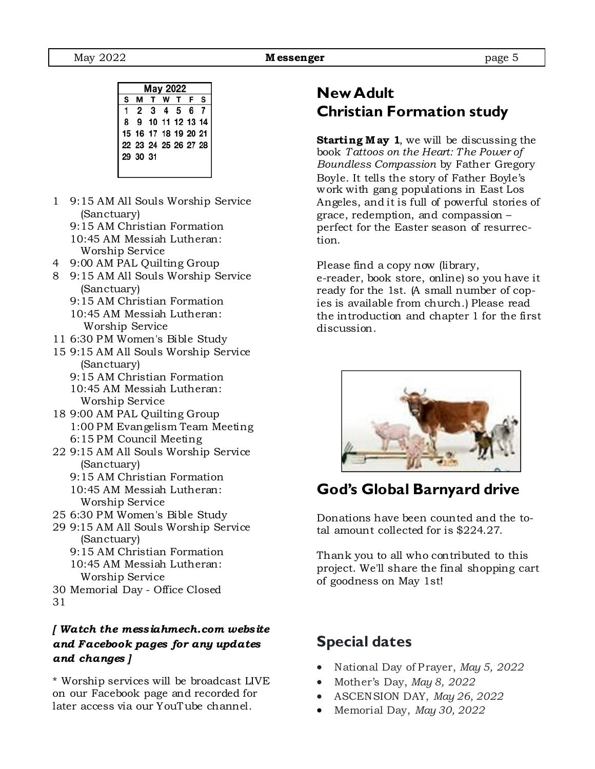| May 2022 | | | | | | |
|---|---|---|---|---|---|---|
| S | M | T | W | T | F | S |
| 1 | 2 | 3 | 4 | 5 | 6 | 7 |
| 8 | 9 | 10 | 11 | 12 | 13 | 14 |
| 15 | 16 | 17 | 18 | 19 | 20 | 21 |
| 22 | 23 | 24 | 25 | 26 | 27 | 28 |
| 29 | 30 | 31 | | | | |

1 9:15 AM All Souls Worship Service (Sanctuary)
  9:15 AM Christian Formation
  10:45 AM Messiah Lutheran: Worship Service

4 9:00 AM PAL Quilting Group

8 9:15 AM All Souls Worship Service (Sanctuary)
  9:15 AM Christian Formation
  10:45 AM Messiah Lutheran: Worship Service

11 6:30 PM Women's Bible Study

15 9:15 AM All Souls Worship Service (Sanctuary)
  9:15 AM Christian Formation
  10:45 AM Messiah Lutheran: Worship Service

18 9:00 AM PAL Quilting Group
  1:00 PM Evangelism Team Meeting
  6:15 PM Council Meeting

22 9:15 AM All Souls Worship Service (Sanctuary)
  9:15 AM Christian Formation
  10:45 AM Messiah Lutheran: Worship Service

25 6:30 PM Women's Bible Study

29 9:15 AM All Souls Worship Service (Sanctuary)
  9:15 AM Christian Formation
  10:45 AM Messiah Lutheran: Worship Service

30 Memorial Day - Office Closed

31

***[ Watch the messiahmech.com website and Facebook pages for any updates and changes ]***

* Worship services will be broadcast LIVE on our Facebook page and recorded for later access via our YouTube channel.

## New Adult Christian Formation study

**Starting May 1**, we will be discussing the book *Tattoos on the Heart: The Power of Boundless Compassion* by Father Gregory Boyle. It tells the story of Father Boyle's work with gang populations in East Los Angeles, and it is full of powerful stories of grace, redemption, and compassion – perfect for the Easter season of resurrection.

Please find a copy now (library, e-reader, book store, online) so you have it ready for the 1st. (A small number of copies is available from church.) Please read the introduction and chapter 1 for the first discussion.

## God's Global Barnyard drive

Donations have been counted and the total amount collected for is $224.27.

Thank you to all who contributed to this project. We'll share the final shopping cart of goodness on May 1st!

## Special dates

- National Day of Prayer, *May 5, 2022*
- Mother's Day, *May 8, 2022*
- ASCENSION DAY, *May 26, 2022*
- Memorial Day, *May 30, 2022*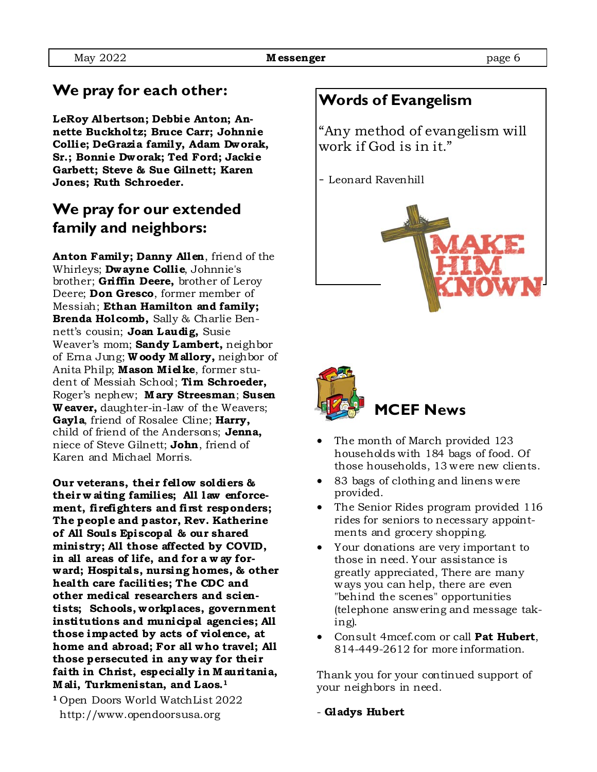## We pray for each other:

**LeRoy Albertson; Debbie Anton; Annette Buckholtz; Bruce Carr; Johnnie Collie; DeGrazia family, Adam Dworak, Sr.; Bonnie Dworak; Ted Ford; Jackie Garbett; Steve & Sue Gilnett; Karen Jones; Ruth Schroeder.**

## We pray for our extended family and neighbors:

**Anton Family; Danny Allen**, friend of the Whirleys; **Dwayne Collie**, Johnnie's brother; **Griffin Deere,** brother of Leroy Deere; **Don Gresco**, former member of Messiah; **Ethan Hamilton and family; Brenda Holcomb,** Sally & Charlie Bennett's cousin; **Joan Laudig,** Susie Weaver's mom; **Sandy Lambert,** neighbor of Erna Jung; **Woody Mallory,** neighbor of Anita Philp; **Mason Mielke**, former student of Messiah School; **Tim Schroeder,** Roger's nephew; **Mary Streesman**; **Susen Weaver,** daughter-in-law of the Weavers; **Gayla**, friend of Rosalee Cline; **Harry,** child of friend of the Andersons; **Jenna,** niece of Steve Gilnett; **John**, friend of Karen and Michael Morris.

**Our veterans, their fellow soldiers & their waiting families; All law enforcement, firefighters and first responders; The people and pastor, Rev. Katherine of All Souls Episcopal & our shared ministry; All those affected by COVID, in all areas of life, and for a way forward; Hospitals, nursing homes, & other health care facilities; The CDC and other medical researchers and scientists; Schools, workplaces, government institutions and municipal agencies; All those impacted by acts of violence, at home and abroad; For all who travel; All those persecuted in any way for their faith in Christ, especially in Mauritania, Mali, Turkmenistan, and Laos.[1]**

[1] Open Doors World WatchList 2022 http://www.opendoorsusa.org

## Words of Evangelism

"Any method of evangelism will work if God is in it."

- Leonard Ravenhill

MAKE HIM KNOWN

## MCEF News

- The month of March provided 123 households with 184 bags of food. Of those households, 13 were new clients.
- 83 bags of clothing and linens were provided.
- The Senior Rides program provided 116 rides for seniors to necessary appointments and grocery shopping.
- Your donations are very important to those in need. Your assistance is greatly appreciated, There are many ways you can help, there are even "behind the scenes" opportunities (telephone answering and message taking).
- Consult 4mcef.com or call **Pat Hubert**, 814-449-2612 for more information.

Thank you for your continued support of your neighbors in need.

- **Gladys Hubert**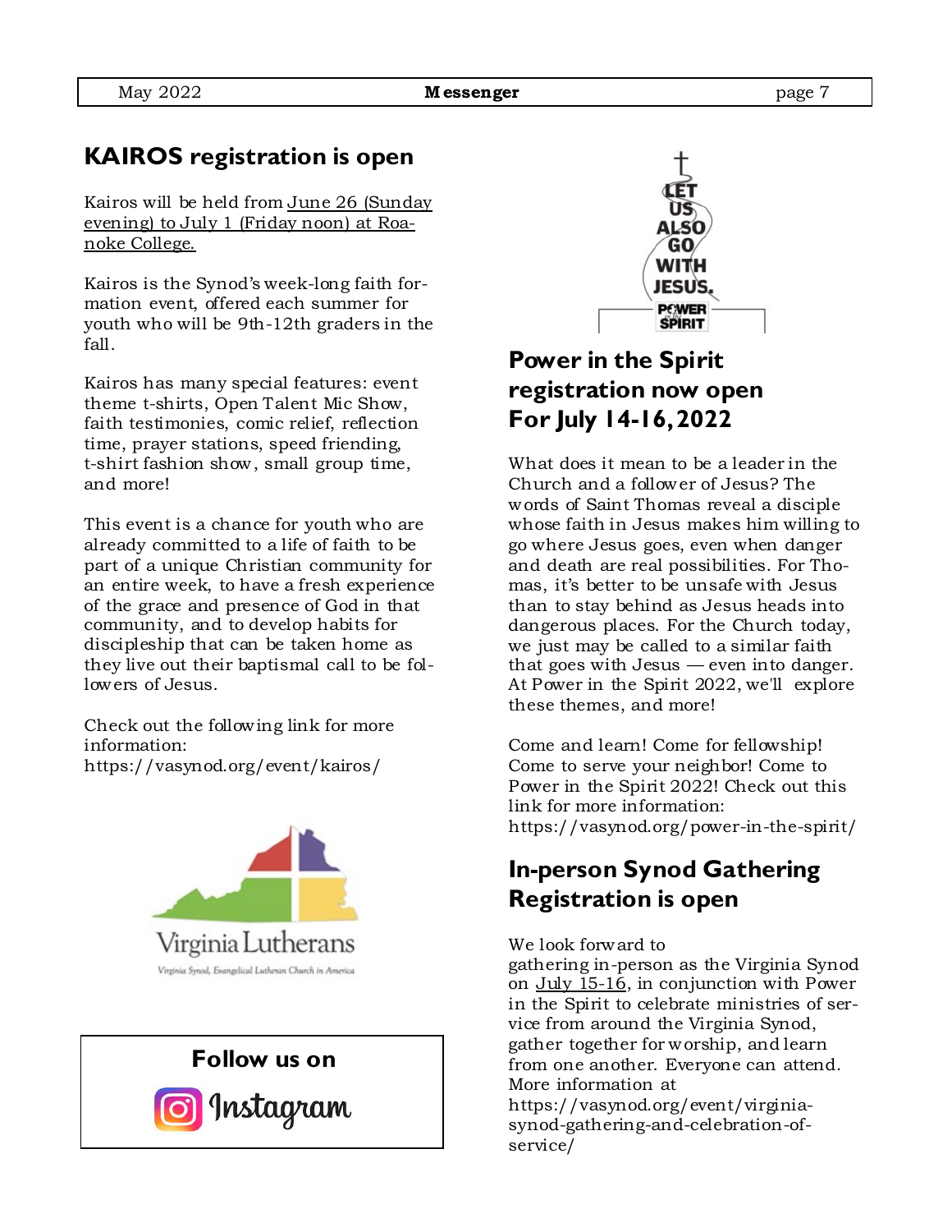## KAIROS registration is open

Kairos will be held from June 26 (Sunday evening) to July 1 (Friday noon) at Roanoke College.

Kairos is the Synod's week-long faith formation event, offered each summer for youth who will be 9th-12th graders in the fall.

Kairos has many special features: event theme t-shirts, Open Talent Mic Show, faith testimonies, comic relief, reflection time, prayer stations, speed friending, t-shirt fashion show, small group time, and more!

This event is a chance for youth who are already committed to a life of faith to be part of a unique Christian community for an entire week, to have a fresh experience of the grace and presence of God in that community, and to develop habits for discipleship that can be taken home as they live out their baptismal call to be followers of Jesus.

Check out the following link for more information:
https://vasynod.org/event/kairos/

Virginia Lutherans

Virginia Synod, Evangelical Lutheran Church in America

**Follow us on Instagram**

LET US ALSO GO WITH JESUS. POWER in the SPIRIT

## Power in the Spirit registration now open For July 14-16, 2022

What does it mean to be a leader in the Church and a follower of Jesus? The words of Saint Thomas reveal a disciple whose faith in Jesus makes him willing to go where Jesus goes, even when danger and death are real possibilities. For Thomas, it's better to be unsafe with Jesus than to stay behind as Jesus heads into dangerous places. For the Church today, we just may be called to a similar faith that goes with Jesus — even into danger. At Power in the Spirit 2022, we'll explore these themes, and more!

Come and learn! Come for fellowship! Come to serve your neighbor! Come to Power in the Spirit 2022! Check out this link for more information:
https://vasynod.org/power-in-the-spirit/

## In-person Synod Gathering Registration is open

We look forward to gathering in-person as the Virginia Synod on July 15-16, in conjunction with Power in the Spirit to celebrate ministries of service from around the Virginia Synod, gather together for worship, and learn from one another. Everyone can attend. More information at
https://vasynod.org/event/virginia-synod-gathering-and-celebration-of-service/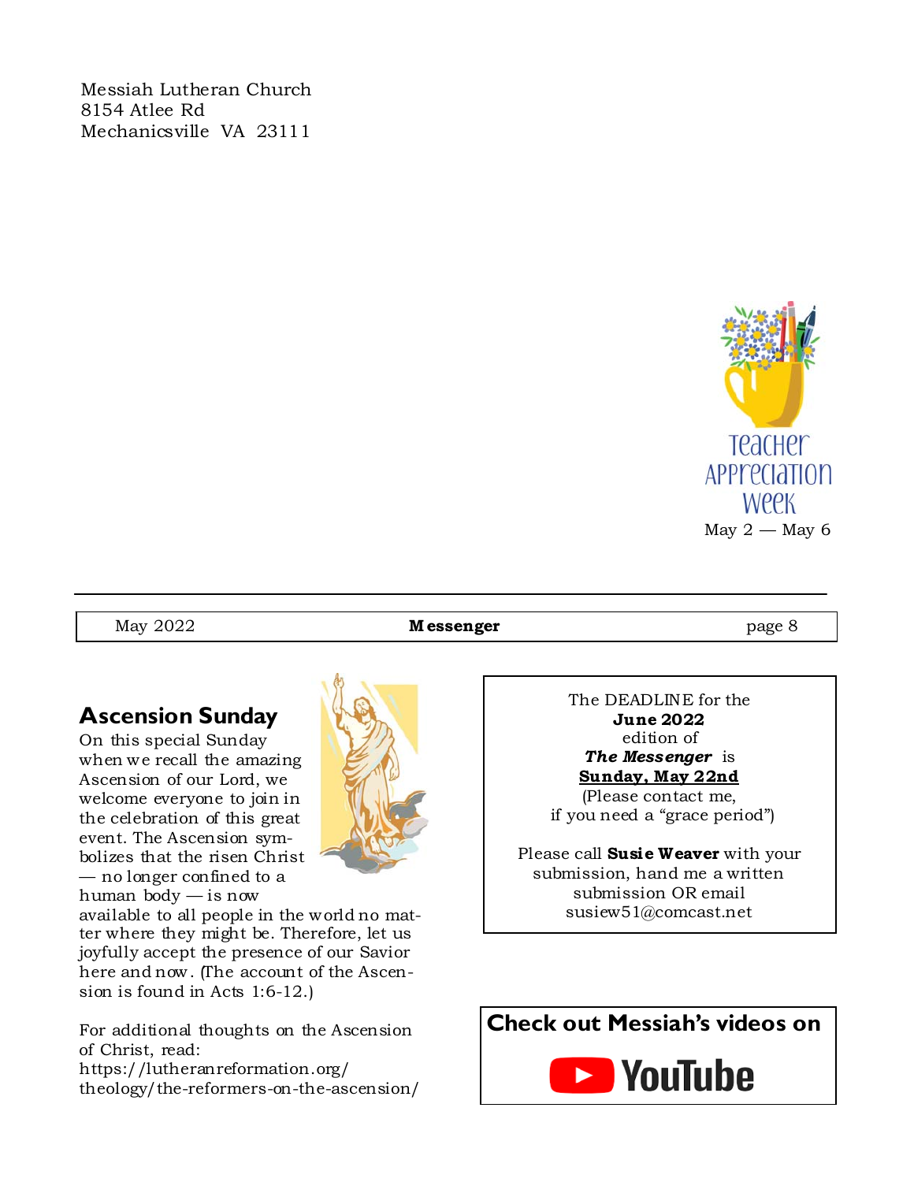Messiah Lutheran Church
8154 Atlee Rd
Mechanicsville VA 23111

Teacher Appreciation Week

May 2 — May 6

## Ascension Sunday

On this special Sunday when we recall the amazing Ascension of our Lord, we welcome everyone to join in the celebration of this great event. The Ascension symbolizes that the risen Christ — no longer confined to a human body — is now available to all people in the world no matter where they might be. Therefore, let us joyfully accept the presence of our Savior here and now. (The account of the Ascension is found in Acts 1:6-12.)

For additional thoughts on the Ascension of Christ, read:
https://lutheranreformation.org/theology/the-reformers-on-the-ascension/

The DEADLINE for the **June 2022** edition of ***The Messenger*** is **Sunday, May 22nd**
(Please contact me, if you need a "grace period")

Please call **Susie Weaver** with your submission, hand me a written submission OR email susiew51@comcast.net

**Check out Messiah's videos on YouTube**